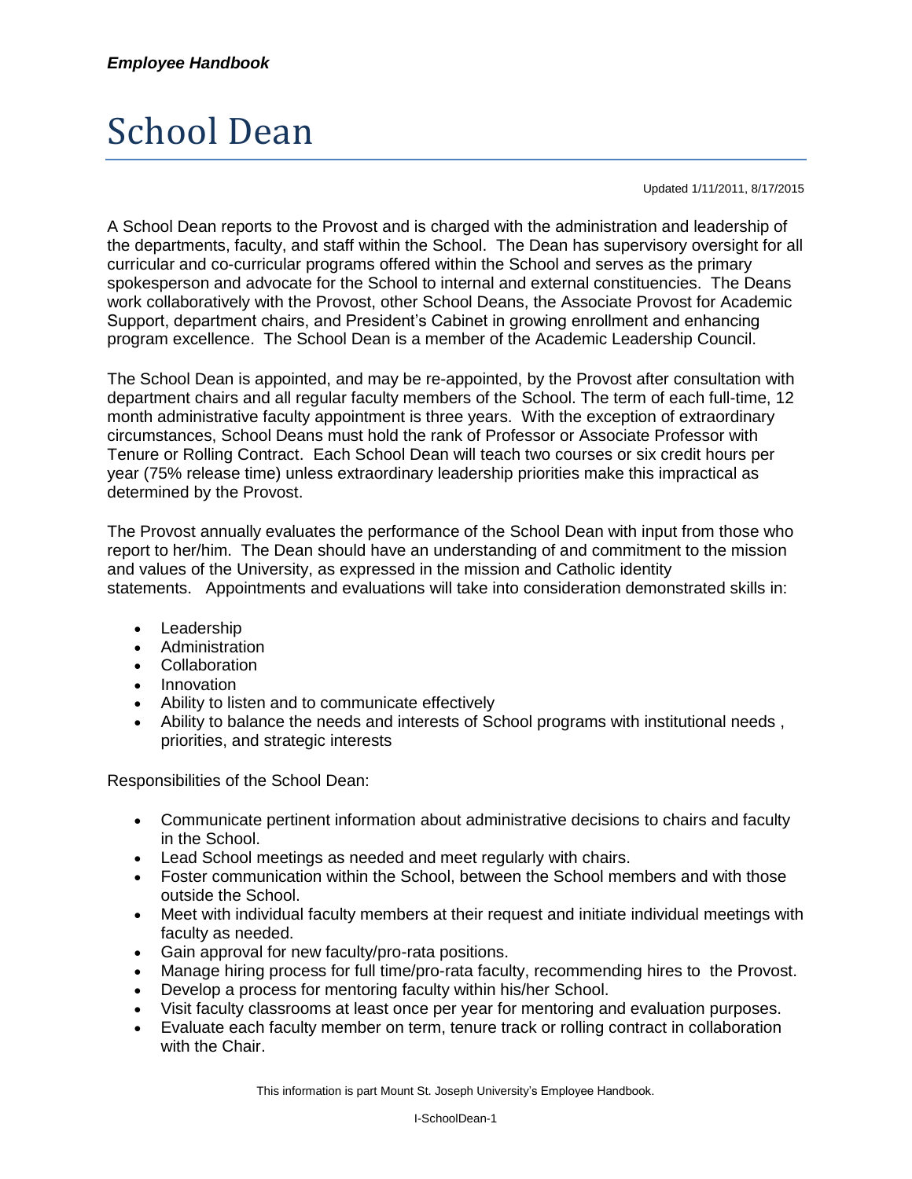# School Dean

Updated 1/11/2011, 8/17/2015

A School Dean reports to the Provost and is charged with the administration and leadership of the departments, faculty, and staff within the School. The Dean has supervisory oversight for all curricular and co-curricular programs offered within the School and serves as the primary spokesperson and advocate for the School to internal and external constituencies. The Deans work collaboratively with the Provost, other School Deans, the Associate Provost for Academic Support, department chairs, and President's Cabinet in growing enrollment and enhancing program excellence. The School Dean is a member of the Academic Leadership Council.

The School Dean is appointed, and may be re-appointed, by the Provost after consultation with department chairs and all regular faculty members of the School. The term of each full-time, 12 month administrative faculty appointment is three years. With the exception of extraordinary circumstances, School Deans must hold the rank of Professor or Associate Professor with Tenure or Rolling Contract. Each School Dean will teach two courses or six credit hours per year (75% release time) unless extraordinary leadership priorities make this impractical as determined by the Provost.

The Provost annually evaluates the performance of the School Dean with input from those who report to her/him. The Dean should have an understanding of and commitment to the mission and values of the University, as expressed in the mission and Catholic identity statements. Appointments and evaluations will take into consideration demonstrated skills in:

- Leadership
- Administration
- Collaboration
- Innovation
- Ability to listen and to communicate effectively
- Ability to balance the needs and interests of School programs with institutional needs , priorities, and strategic interests

Responsibilities of the School Dean:

- Communicate pertinent information about administrative decisions to chairs and faculty in the School.
- Lead School meetings as needed and meet regularly with chairs.
- Foster communication within the School, between the School members and with those outside the School.
- Meet with individual faculty members at their request and initiate individual meetings with faculty as needed.
- Gain approval for new faculty/pro-rata positions.
- Manage hiring process for full time/pro-rata faculty, recommending hires to the Provost.
- Develop a process for mentoring faculty within his/her School.
- Visit faculty classrooms at least once per year for mentoring and evaluation purposes.
- Evaluate each faculty member on term, tenure track or rolling contract in collaboration with the Chair.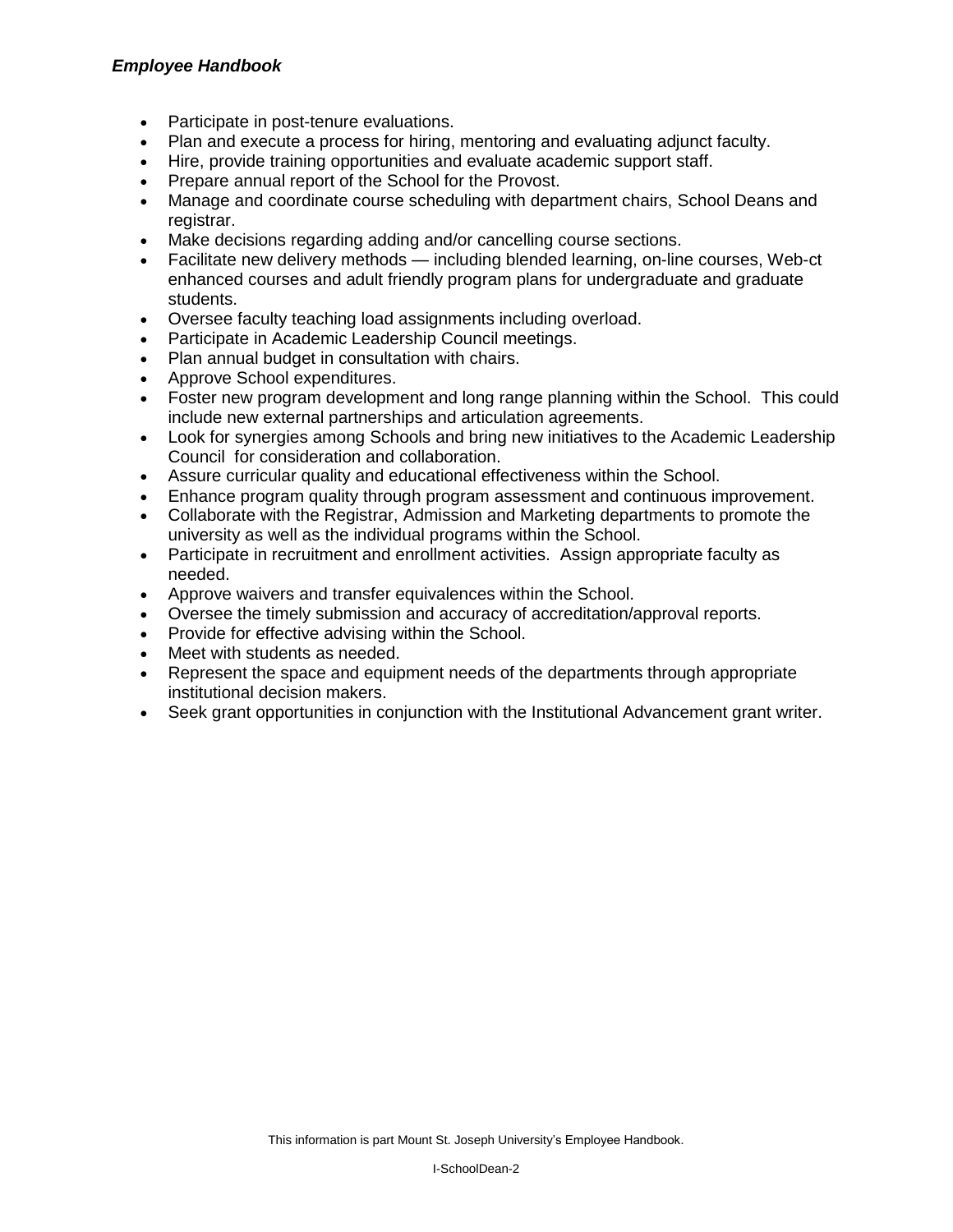- Participate in post-tenure evaluations.
- Plan and execute a process for hiring, mentoring and evaluating adjunct faculty.
- Hire, provide training opportunities and evaluate academic support staff.
- Prepare annual report of the School for the Provost.
- Manage and coordinate course scheduling with department chairs, School Deans and registrar.
- Make decisions regarding adding and/or cancelling course sections.
- Facilitate new delivery methods — including blended learning, on-line courses, Web-ct enhanced courses and adult friendly program plans for undergraduate and graduate students.
- Oversee faculty teaching load assignments including overload.
- Participate in Academic Leadership Council meetings.
- Plan annual budget in consultation with chairs.
- Approve School expenditures.
- Foster new program development and long range planning within the School. This could include new external partnerships and articulation agreements.
- Look for synergies among Schools and bring new initiatives to the Academic Leadership Council for consideration and collaboration.
- Assure curricular quality and educational effectiveness within the School.
- Enhance program quality through program assessment and continuous improvement.
- Collaborate with the Registrar, Admission and Marketing departments to promote the university as well as the individual programs within the School.
- Participate in recruitment and enrollment activities. Assign appropriate faculty as needed.
- Approve waivers and transfer equivalences within the School.
- Oversee the timely submission and accuracy of accreditation/approval reports.
- Provide for effective advising within the School.
- Meet with students as needed.
- Represent the space and equipment needs of the departments through appropriate institutional decision makers.
- Seek grant opportunities in conjunction with the Institutional Advancement grant writer.